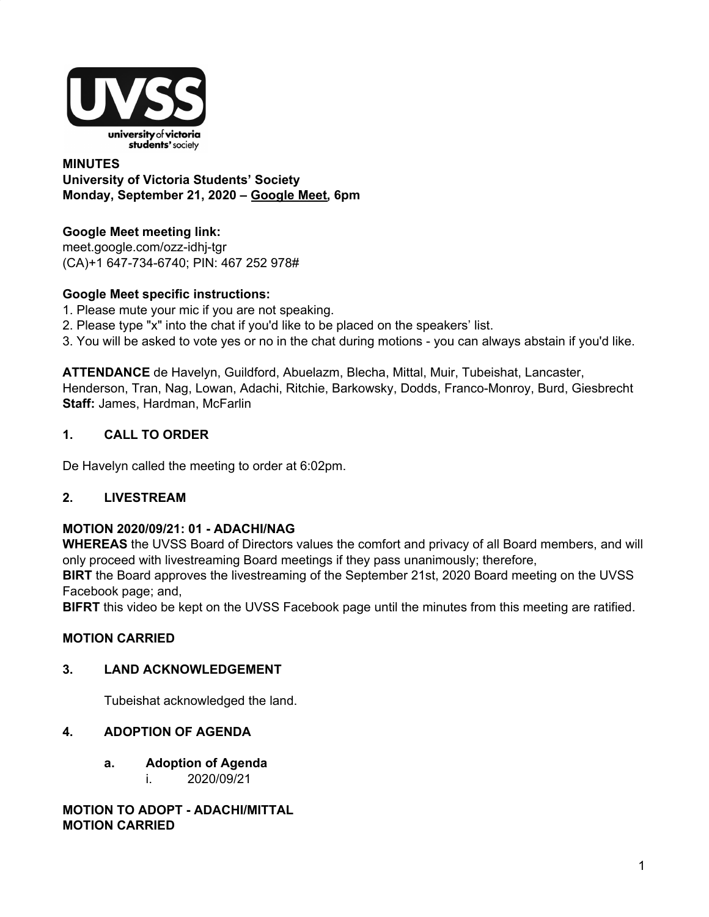**MINUTES**
**University of Victoria Students' Society**
**Monday, September 21, 2020 – Google Meet, 6pm**

**Google Meet meeting link:**
meet.google.com/ozz-idhj-tgr
(CA)+1 647-734-6740; PIN: 467 252 978#

**Google Meet specific instructions:**
1. Please mute your mic if you are not speaking.
2. Please type "x" into the chat if you'd like to be placed on the speakers' list.
3. You will be asked to vote yes or no in the chat during motions - you can always abstain if you'd like.

**ATTENDANCE** de Havelyn, Guildford, Abuelazm, Blecha, Mittal, Muir, Tubeishat, Lancaster, Henderson, Tran, Nag, Lowan, Adachi, Ritchie, Barkowsky, Dodds, Franco-Monroy, Burd, Giesbrecht
**Staff:** James, Hardman, McFarlin

## 1. CALL TO ORDER

De Havelyn called the meeting to order at 6:02pm.

## 2. LIVESTREAM

**MOTION 2020/09/21: 01 - ADACHI/NAG**
**WHEREAS** the UVSS Board of Directors values the comfort and privacy of all Board members, and will only proceed with livestreaming Board meetings if they pass unanimously; therefore,
**BIRT** the Board approves the livestreaming of the September 21st, 2020 Board meeting on the UVSS Facebook page; and,
**BIFRT** this video be kept on the UVSS Facebook page until the minutes from this meeting are ratified.

**MOTION CARRIED**

## 3. LAND ACKNOWLEDGEMENT

Tubeishat acknowledged the land.

## 4. ADOPTION OF AGENDA

### a. Adoption of Agenda

i. 2020/09/21

**MOTION TO ADOPT - ADACHI/MITTAL**
**MOTION CARRIED**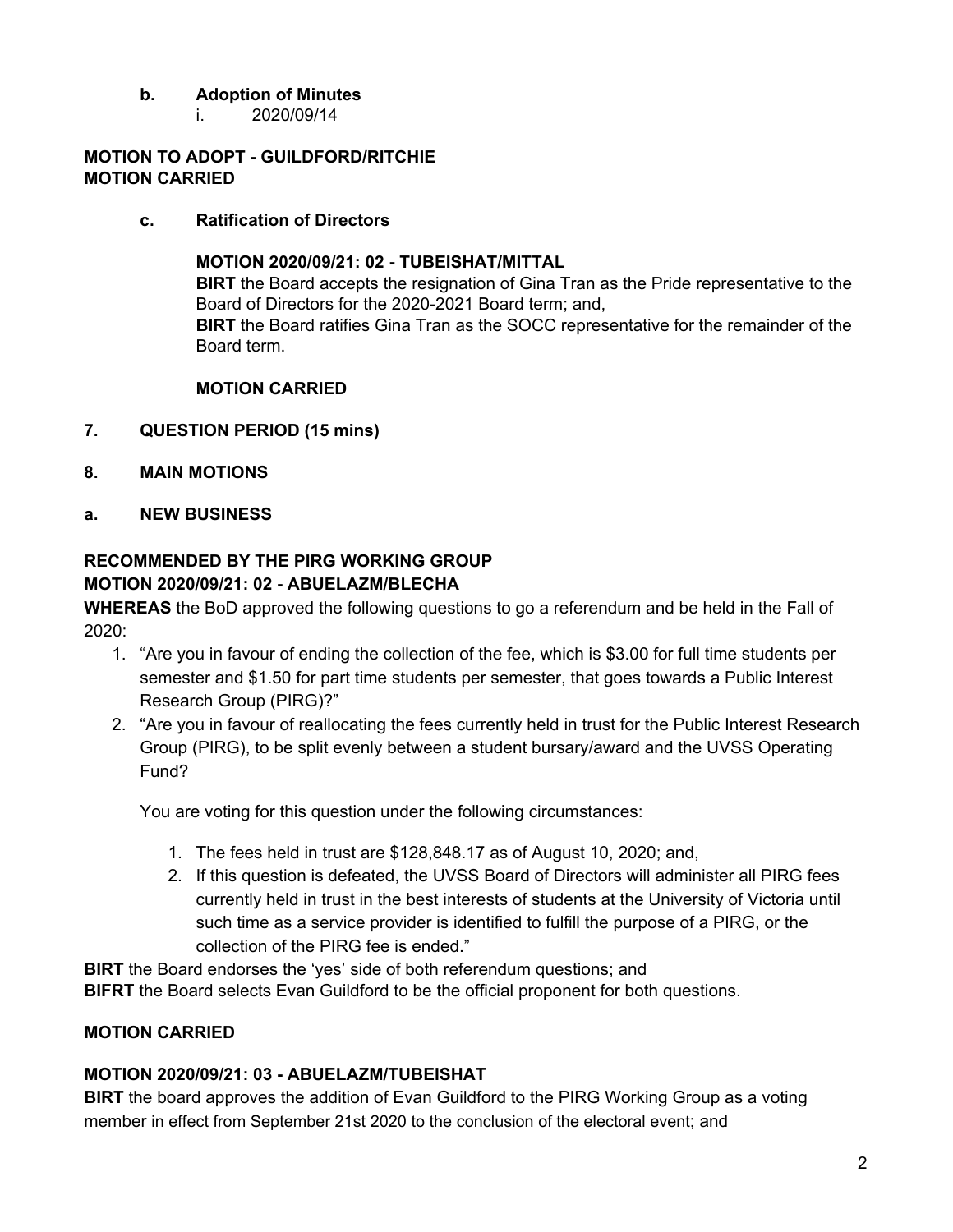**b. Adoption of Minutes**

i. 2020/09/14

**MOTION TO ADOPT - GUILDFORD/RITCHIE**
**MOTION CARRIED**

**c. Ratification of Directors**

**MOTION 2020/09/21: 02 - TUBEISHAT/MITTAL**
**BIRT** the Board accepts the resignation of Gina Tran as the Pride representative to the Board of Directors for the 2020-2021 Board term; and,
**BIRT** the Board ratifies Gina Tran as the SOCC representative for the remainder of the Board term.

**MOTION CARRIED**

**7. QUESTION PERIOD (15 mins)**

**8. MAIN MOTIONS**

**a. NEW BUSINESS**

**RECOMMENDED BY THE PIRG WORKING GROUP**
**MOTION 2020/09/21: 02 - ABUELAZM/BLECHA**

**WHEREAS** the BoD approved the following questions to go a referendum and be held in the Fall of 2020:

1. "Are you in favour of ending the collection of the fee, which is $3.00 for full time students per semester and $1.50 for part time students per semester, that goes towards a Public Interest Research Group (PIRG)?"
2. "Are you in favour of reallocating the fees currently held in trust for the Public Interest Research Group (PIRG), to be split evenly between a student bursary/award and the UVSS Operating Fund?

   You are voting for this question under the following circumstances:

   1. The fees held in trust are $128,848.17 as of August 10, 2020; and,
   2. If this question is defeated, the UVSS Board of Directors will administer all PIRG fees currently held in trust in the best interests of students at the University of Victoria until such time as a service provider is identified to fulfill the purpose of a PIRG, or the collection of the PIRG fee is ended."

**BIRT** the Board endorses the 'yes' side of both referendum questions; and
**BIFRT** the Board selects Evan Guildford to be the official proponent for both questions.

**MOTION CARRIED**

**MOTION 2020/09/21: 03 - ABUELAZM/TUBEISHAT**
**BIRT** the board approves the addition of Evan Guildford to the PIRG Working Group as a voting member in effect from September 21st 2020 to the conclusion of the electoral event; and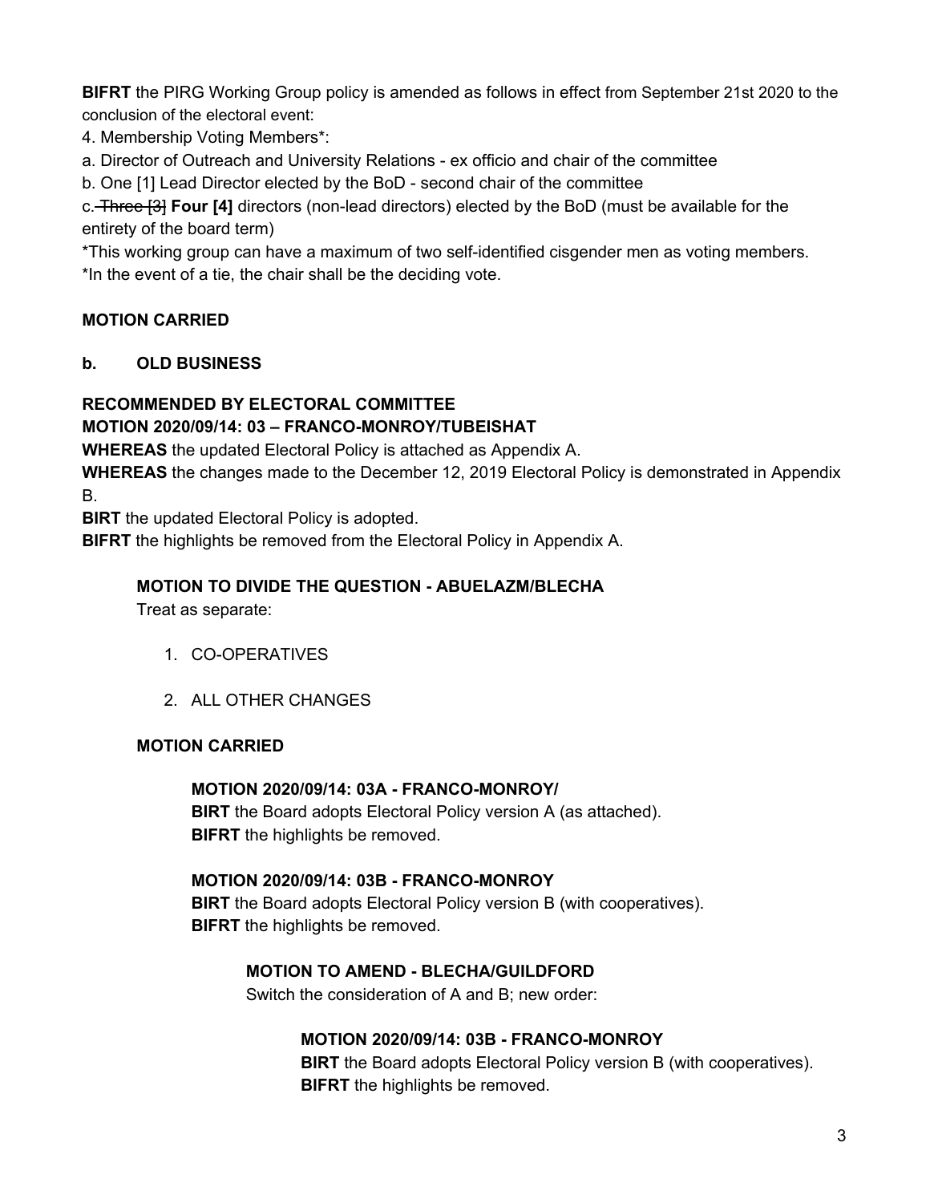**BIFRT** the PIRG Working Group policy is amended as follows in effect from September 21st 2020 to the conclusion of the electoral event:

4. Membership Voting Members*:

a. Director of Outreach and University Relations - ex officio and chair of the committee

b. One [1] Lead Director elected by the BoD - second chair of the committee

c. ~~Three [3]~~ **Four [4]** directors (non-lead directors) elected by the BoD (must be available for the entirety of the board term)

*This working group can have a maximum of two self-identified cisgender men as voting members.
*In the event of a tie, the chair shall be the deciding vote.

**MOTION CARRIED**

**b. OLD BUSINESS**

**RECOMMENDED BY ELECTORAL COMMITTEE**
**MOTION 2020/09/14: 03 – FRANCO-MONROY/TUBEISHAT**

**WHEREAS** the updated Electoral Policy is attached as Appendix A.

**WHEREAS** the changes made to the December 12, 2019 Electoral Policy is demonstrated in Appendix B.

**BIRT** the updated Electoral Policy is adopted.

**BIFRT** the highlights be removed from the Electoral Policy in Appendix A.

**MOTION TO DIVIDE THE QUESTION - ABUELAZM/BLECHA**

Treat as separate:

1. CO-OPERATIVES
2. ALL OTHER CHANGES

**MOTION CARRIED**

**MOTION 2020/09/14: 03A - FRANCO-MONROY/**

**BIRT** the Board adopts Electoral Policy version A (as attached).

**BIFRT** the highlights be removed.

**MOTION 2020/09/14: 03B - FRANCO-MONROY**

**BIRT** the Board adopts Electoral Policy version B (with cooperatives).

**BIFRT** the highlights be removed.

**MOTION TO AMEND - BLECHA/GUILDFORD**

Switch the consideration of A and B; new order:

**MOTION 2020/09/14: 03B - FRANCO-MONROY**

**BIRT** the Board adopts Electoral Policy version B (with cooperatives).

**BIFRT** the highlights be removed.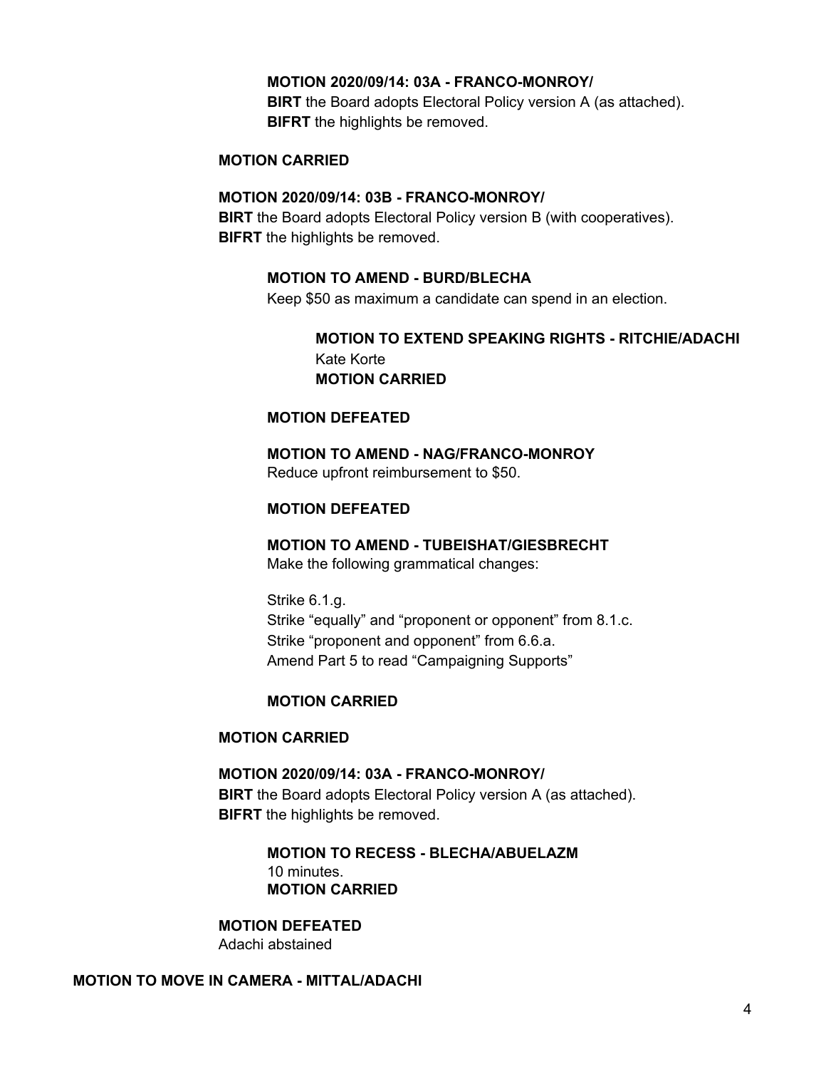**MOTION 2020/09/14: 03A - FRANCO-MONROY/**
**BIRT** the Board adopts Electoral Policy version A (as attached).
**BIFRT** the highlights be removed.

**MOTION CARRIED**

**MOTION 2020/09/14: 03B - FRANCO-MONROY/**
**BIRT** the Board adopts Electoral Policy version B (with cooperatives).
**BIFRT** the highlights be removed.

**MOTION TO AMEND - BURD/BLECHA**
Keep $50 as maximum a candidate can spend in an election.

**MOTION TO EXTEND SPEAKING RIGHTS - RITCHIE/ADACHI**
Kate Korte
**MOTION CARRIED**

**MOTION DEFEATED**

**MOTION TO AMEND - NAG/FRANCO-MONROY**
Reduce upfront reimbursement to $50.

**MOTION DEFEATED**

**MOTION TO AMEND - TUBEISHAT/GIESBRECHT**
Make the following grammatical changes:

Strike 6.1.g.
Strike “equally” and “proponent or opponent” from 8.1.c.
Strike “proponent and opponent” from 6.6.a.
Amend Part 5 to read “Campaigning Supports”

**MOTION CARRIED**

**MOTION CARRIED**

**MOTION 2020/09/14: 03A - FRANCO-MONROY/**
**BIRT** the Board adopts Electoral Policy version A (as attached).
**BIFRT** the highlights be removed.

**MOTION TO RECESS - BLECHA/ABUELAZM**
10 minutes.
**MOTION CARRIED**

**MOTION DEFEATED**
Adachi abstained

**MOTION TO MOVE IN CAMERA - MITTAL/ADACHI**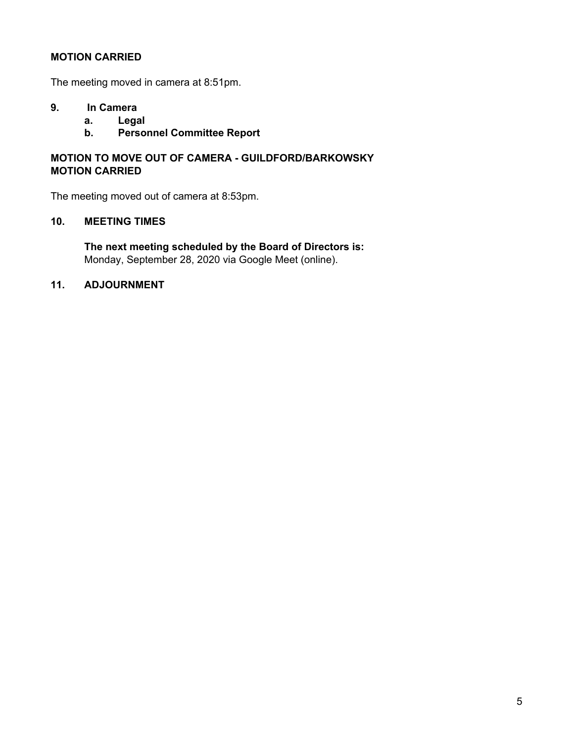**MOTION CARRIED**

The meeting moved in camera at 8:51pm.

**9. In Camera**

   **a. Legal**

   **b. Personnel Committee Report**

**MOTION TO MOVE OUT OF CAMERA - GUILDFORD/BARKOWSKY**
**MOTION CARRIED**

The meeting moved out of camera at 8:53pm.

**10. MEETING TIMES**

**The next meeting scheduled by the Board of Directors is:**
Monday, September 28, 2020 via Google Meet (online).

**11. ADJOURNMENT**